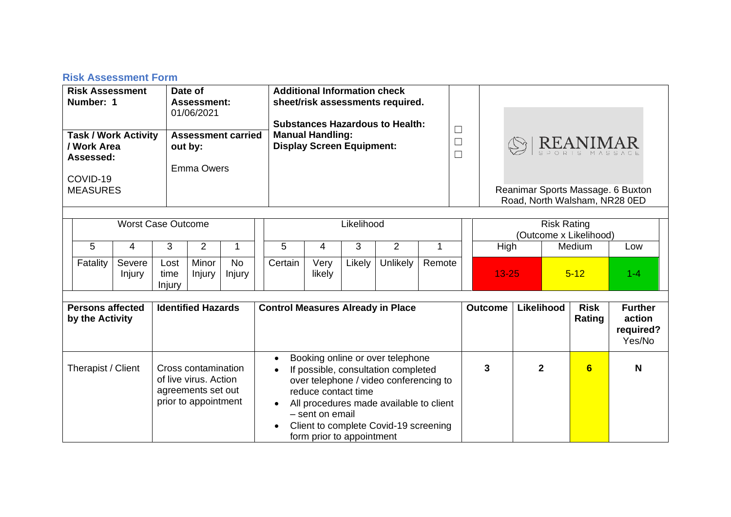## Risk Assessment Form

| Risk Assessment Number: 1 | Date of Assessment: 01/06/2021 | Additional Information check sheet/risk assessments required. | | |
|---|---|---|---|---|
| **Task / Work Activity / Work Area Assessed:** COVID-19 MEASURES | **Assessment carried out by:** Emma Owers | **Substances Hazardous to Health:** | ☐ | REANIMAR SPORTS MASSAGE |
| | | **Manual Handling:** | ☐ | Reanimar Sports Massage. 6 Buxton Road, North Walsham, NR28 0ED |
| | | **Display Screen Equipment:** | ☐ | |

| Worst Case Outcome | | | | | Likelihood | | | | | Risk Rating (Outcome x Likelihood) | | |
|---|---|---|---|---|---|---|---|---|---|---|---|---|
| 5 | 4 | 3 | 2 | 1 | 5 | 4 | 3 | 2 | 1 | High | Medium | Low |
| Fatality | Severe Injury | Lost time Injury | Minor Injury | No Injury | Certain | Very likely | Likely | Unlikely | Remote | 13-25 | 5-12 | 1-4 |

| Persons affected by the Activity | Identified Hazards | Control Measures Already in Place | Outcome | Likelihood | Risk Rating | Further action required? Yes/No |
|---|---|---|---|---|---|---|
| Therapist / Client | Cross contamination of live virus. Action agreements set out prior to appointment | • Booking online or over telephone<br>• If possible, consultation completed over telephone / video conferencing to reduce contact time<br>• All procedures made available to client – sent on email<br>• Client to complete Covid-19 screening form prior to appointment | 3 | 2 | **6** | **N** |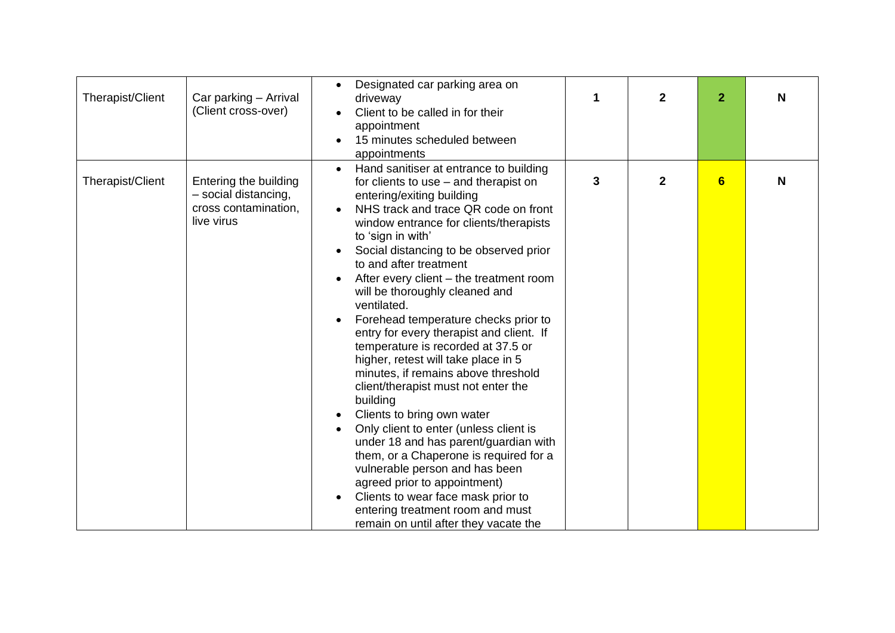| Therapist/Client | Car parking – Arrival (Client cross-over) | • Designated car parking area on driveway<br>• Client to be called in for their appointment<br>• 15 minutes scheduled between appointments | 1 | 2 | 2 | N |
|---|---|---|---|---|---|---|
| Therapist/Client | Entering the building – social distancing, cross contamination, live virus | • Hand sanitiser at entrance to building for clients to use – and therapist on entering/exiting building<br>• NHS track and trace QR code on front window entrance for clients/therapists to 'sign in with'<br>• Social distancing to be observed prior to and after treatment<br>• After every client – the treatment room will be thoroughly cleaned and ventilated.<br>• Forehead temperature checks prior to entry for every therapist and client. If temperature is recorded at 37.5 or higher, retest will take place in 5 minutes, if remains above threshold client/therapist must not enter the building<br>• Clients to bring own water<br>• Only client to enter (unless client is under 18 and has parent/guardian with them, or a Chaperone is required for a vulnerable person and has been agreed prior to appointment)<br>• Clients to wear face mask prior to entering treatment room and must remain on until after they vacate the | 3 | 2 | 6 | N |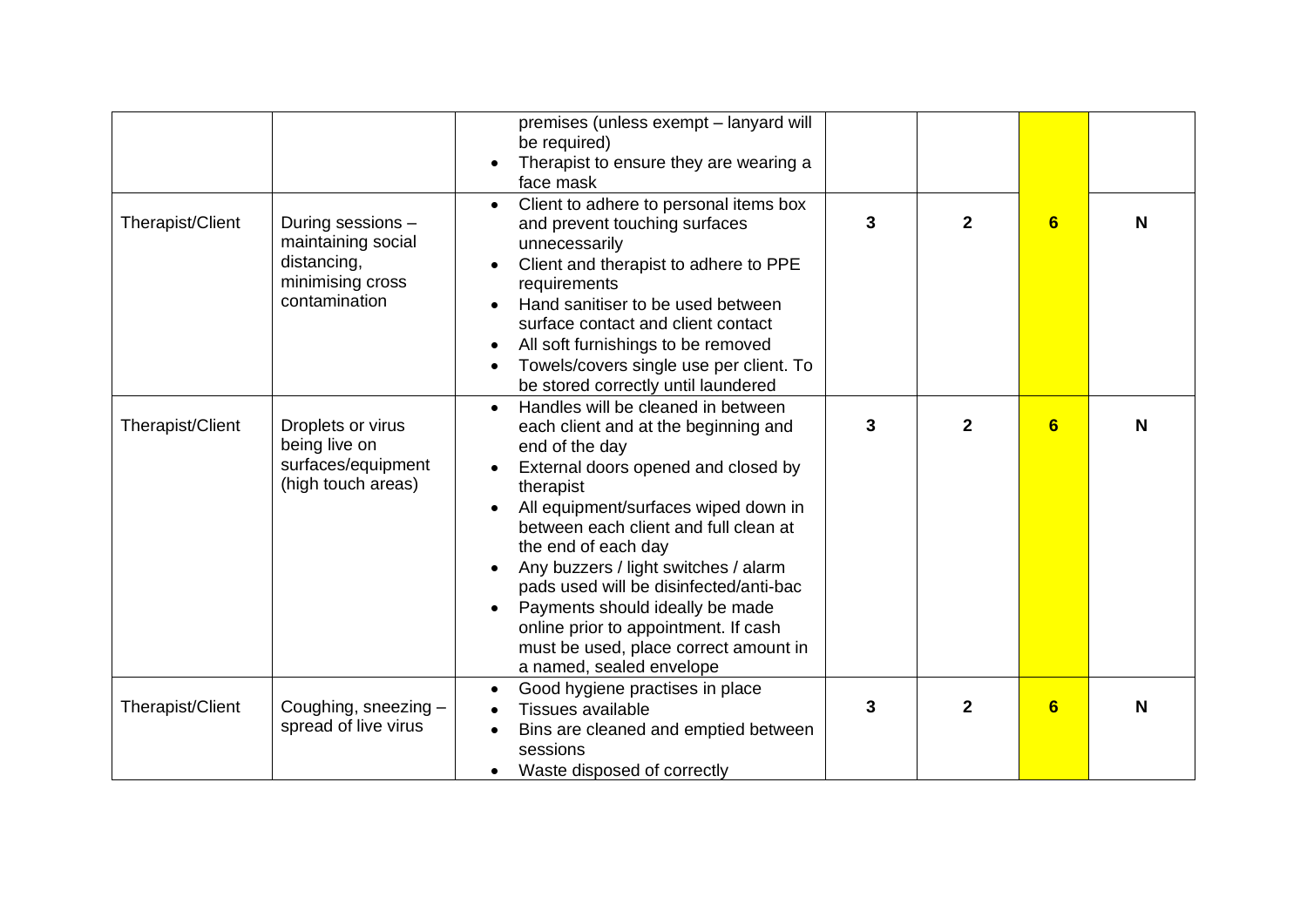| | | | | | | |
|---|---|---|---|---|---|---|
| | | premises (unless exempt – lanyard will be required)<br>• Therapist to ensure they are wearing a face mask | | | | |
| Therapist/Client | During sessions – maintaining social distancing, minimising cross contamination | • Client to adhere to personal items box and prevent touching surfaces unnecessarily<br>• Client and therapist to adhere to PPE requirements<br>• Hand sanitiser to be used between surface contact and client contact<br>• All soft furnishings to be removed<br>• Towels/covers single use per client. To be stored correctly until laundered | **3** | **2** | **6** | **N** |
| Therapist/Client | Droplets or virus being live on surfaces/equipment (high touch areas) | • Handles will be cleaned in between each client and at the beginning and end of the day<br>• External doors opened and closed by therapist<br>• All equipment/surfaces wiped down in between each client and full clean at the end of each day<br>• Any buzzers / light switches / alarm pads used will be disinfected/anti-bac<br>• Payments should ideally be made online prior to appointment. If cash must be used, place correct amount in a named, sealed envelope | **3** | **2** | **6** | **N** |
| Therapist/Client | Coughing, sneezing – spread of live virus | • Good hygiene practises in place<br>• Tissues available<br>• Bins are cleaned and emptied between sessions<br>• Waste disposed of correctly | **3** | **2** | **6** | **N** |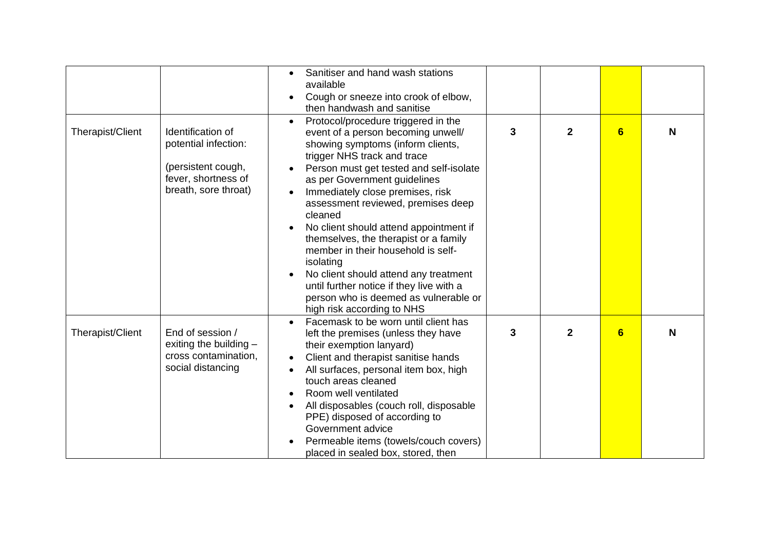| | | | | | | |
|---|---|---|---|---|---|---|
| | | • Sanitiser and hand wash stations available<br>• Cough or sneeze into crook of elbow, then handwash and sanitise | | | | |
| Therapist/Client | Identification of potential infection:<br><br>(persistent cough, fever, shortness of breath, sore throat) | • Protocol/procedure triggered in the event of a person becoming unwell/ showing symptoms (inform clients, trigger NHS track and trace<br>• Person must get tested and self-isolate as per Government guidelines<br>• Immediately close premises, risk assessment reviewed, premises deep cleaned<br>• No client should attend appointment if themselves, the therapist or a family member in their household is self-isolating<br>• No client should attend any treatment until further notice if they live with a person who is deemed as vulnerable or high risk according to NHS | **3** | **2** | **6** | **N** |
| Therapist/Client | End of session / exiting the building – cross contamination, social distancing | • Facemask to be worn until client has left the premises (unless they have their exemption lanyard)<br>• Client and therapist sanitise hands<br>• All surfaces, personal item box, high touch areas cleaned<br>• Room well ventilated<br>• All disposables (couch roll, disposable PPE) disposed of according to Government advice<br>• Permeable items (towels/couch covers) placed in sealed box, stored, then | **3** | **2** | **6** | **N** |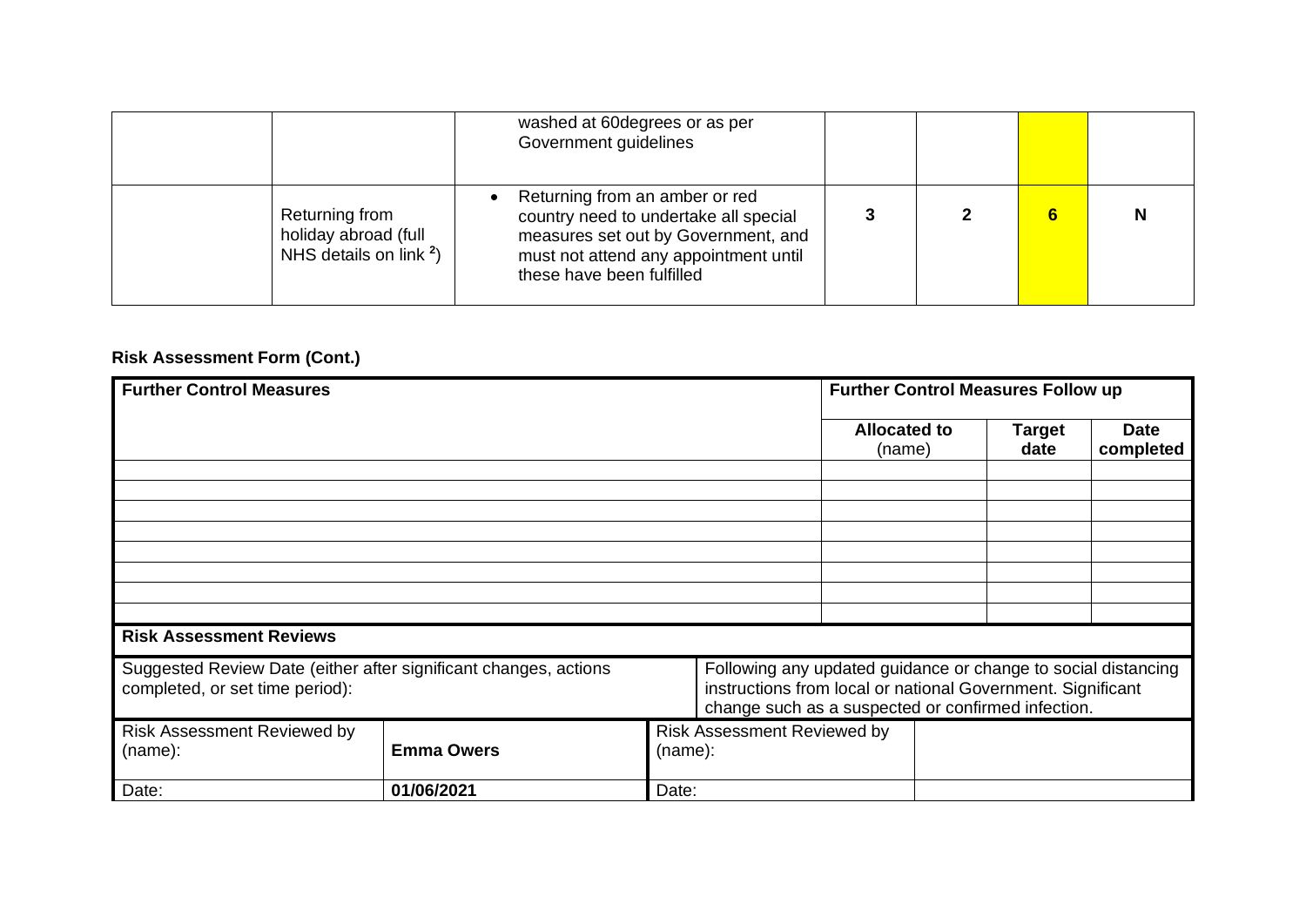| | | | | | | |
|---|---|---|---|---|---|---|
| | | washed at 60degrees or as per Government guidelines | | | | |
| | Returning from holiday abroad (full NHS details on link [2]) | • Returning from an amber or red country need to undertake all special measures set out by Government, and must not attend any appointment until these have been fulfilled | 3 | 2 | 6 | N |

**Risk Assessment Form (Cont.)**

| **Further Control Measures** | **Further Control Measures Follow up** | | |
|---|---|---|---|
| | **Allocated to** (name) | **Target date** | **Date completed** |
| | | | |
| | | | |
| | | | |
| | | | |
| | | | |
| | | | |
| | | | |
| | | | |

**Risk Assessment Reviews**

| | | | |
|---|---|---|---|
| Suggested Review Date (either after significant changes, actions completed, or set time period): | | Following any updated guidance or change to social distancing instructions from local or national Government. Significant change such as a suspected or confirmed infection. | |
| Risk Assessment Reviewed by (name): | **Emma Owers** | Risk Assessment Reviewed by (name): | |
| Date: | **01/06/2021** | Date: | |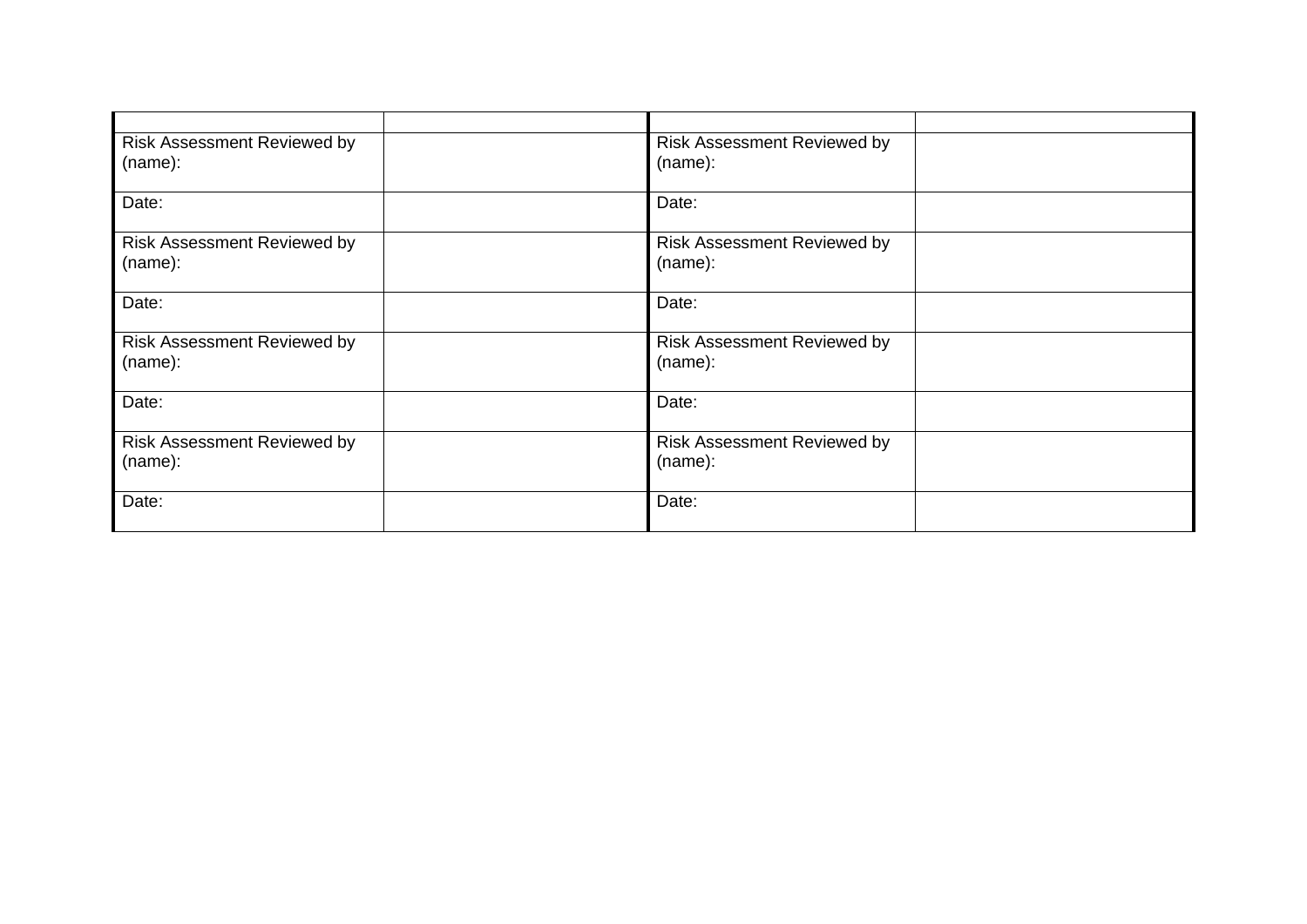| | | | |
|---|---|---|---|
| Risk Assessment Reviewed by (name): | | Risk Assessment Reviewed by (name): | |
| Date: | | Date: | |
| Risk Assessment Reviewed by (name): | | Risk Assessment Reviewed by (name): | |
| Date: | | Date: | |
| Risk Assessment Reviewed by (name): | | Risk Assessment Reviewed by (name): | |
| Date: | | Date: | |
| Risk Assessment Reviewed by (name): | | Risk Assessment Reviewed by (name): | |
| Date: | | Date: | |